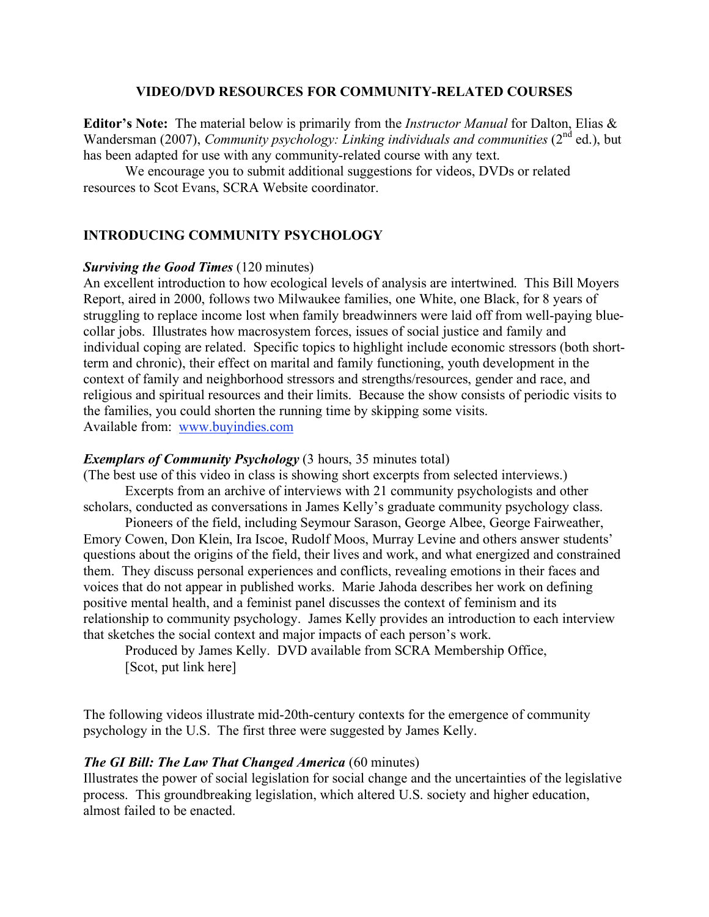# VIDEO/DVD RESOURCES FOR COMMUNITY-RELATED COURSES

**Editor's Note:** The material below is primarily from the *Instructor Manual* for Dalton, Elias & Wandersman (2007), *Community psychology: Linking individuals and communities* (2nd ed.), but has been adapted for use with any community-related course with any text.

We encourage you to submit additional suggestions for videos, DVDs or related resources to Scot Evans, SCRA Website coordinator.

## INTRODUCING COMMUNITY PSYCHOLOGY

***Surviving the Good Times*** (120 minutes)
An excellent introduction to how ecological levels of analysis are intertwined. This Bill Moyers Report, aired in 2000, follows two Milwaukee families, one White, one Black, for 8 years of struggling to replace income lost when family breadwinners were laid off from well-paying blue-collar jobs. Illustrates how macrosystem forces, issues of social justice and family and individual coping are related. Specific topics to highlight include economic stressors (both short-term and chronic), their effect on marital and family functioning, youth development in the context of family and neighborhood stressors and strengths/resources, gender and race, and religious and spiritual resources and their limits. Because the show consists of periodic visits to the families, you could shorten the running time by skipping some visits.
Available from: [www.buyindies.com](http://www.buyindies.com)

***Exemplars of Community Psychology*** (3 hours, 35 minutes total)
(The best use of this video in class is showing short excerpts from selected interviews.)

Excerpts from an archive of interviews with 21 community psychologists and other scholars, conducted as conversations in James Kelly's graduate community psychology class.

Pioneers of the field, including Seymour Sarason, George Albee, George Fairweather, Emory Cowen, Don Klein, Ira Iscoe, Rudolf Moos, Murray Levine and others answer students' questions about the origins of the field, their lives and work, and what energized and constrained them. They discuss personal experiences and conflicts, revealing emotions in their faces and voices that do not appear in published works. Marie Jahoda describes her work on defining positive mental health, and a feminist panel discusses the context of feminism and its relationship to community psychology. James Kelly provides an introduction to each interview that sketches the social context and major impacts of each person's work.

Produced by James Kelly. DVD available from SCRA Membership Office,
[Scot, put link here]

The following videos illustrate mid-20th-century contexts for the emergence of community psychology in the U.S. The first three were suggested by James Kelly.

***The GI Bill: The Law That Changed America*** (60 minutes)
Illustrates the power of social legislation for social change and the uncertainties of the legislative process. This groundbreaking legislation, which altered U.S. society and higher education, almost failed to be enacted.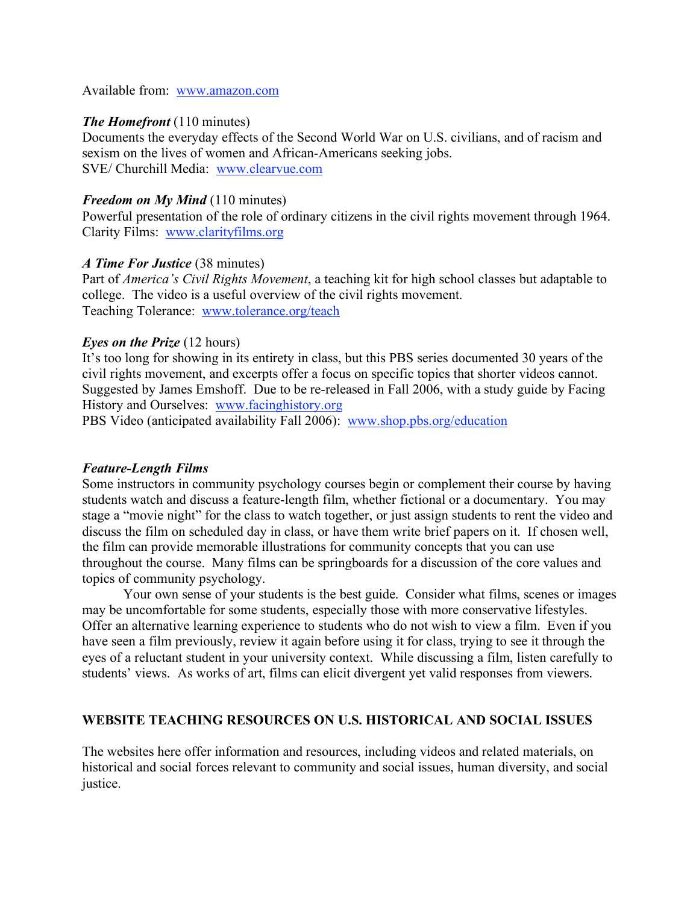Available from: [www.amazon.com](http://www.amazon.com)

***The Homefront*** (110 minutes)
Documents the everyday effects of the Second World War on U.S. civilians, and of racism and sexism on the lives of women and African-Americans seeking jobs.
SVE/ Churchill Media: [www.clearvue.com](http://www.clearvue.com)

***Freedom on My Mind*** (110 minutes)
Powerful presentation of the role of ordinary citizens in the civil rights movement through 1964.
Clarity Films: [www.clarityfilms.org](http://www.clarityfilms.org)

***A Time For Justice*** (38 minutes)
Part of *America's Civil Rights Movement*, a teaching kit for high school classes but adaptable to college. The video is a useful overview of the civil rights movement.
Teaching Tolerance: [www.tolerance.org/teach](http://www.tolerance.org/teach)

***Eyes on the Prize*** (12 hours)
It's too long for showing in its entirety in class, but this PBS series documented 30 years of the civil rights movement, and excerpts offer a focus on specific topics that shorter videos cannot. Suggested by James Emshoff. Due to be re-released in Fall 2006, with a study guide by Facing History and Ourselves: [www.facinghistory.org](http://www.facinghistory.org)
PBS Video (anticipated availability Fall 2006): [www.shop.pbs.org/education](http://www.shop.pbs.org/education)

***Feature-Length Films***
Some instructors in community psychology courses begin or complement their course by having students watch and discuss a feature-length film, whether fictional or a documentary. You may stage a "movie night" for the class to watch together, or just assign students to rent the video and discuss the film on scheduled day in class, or have them write brief papers on it. If chosen well, the film can provide memorable illustrations for community concepts that you can use throughout the course. Many films can be springboards for a discussion of the core values and topics of community psychology.

Your own sense of your students is the best guide. Consider what films, scenes or images may be uncomfortable for some students, especially those with more conservative lifestyles. Offer an alternative learning experience to students who do not wish to view a film. Even if you have seen a film previously, review it again before using it for class, trying to see it through the eyes of a reluctant student in your university context. While discussing a film, listen carefully to students' views. As works of art, films can elicit divergent yet valid responses from viewers.

## WEBSITE TEACHING RESOURCES ON U.S. HISTORICAL AND SOCIAL ISSUES

The websites here offer information and resources, including videos and related materials, on historical and social forces relevant to community and social issues, human diversity, and social justice.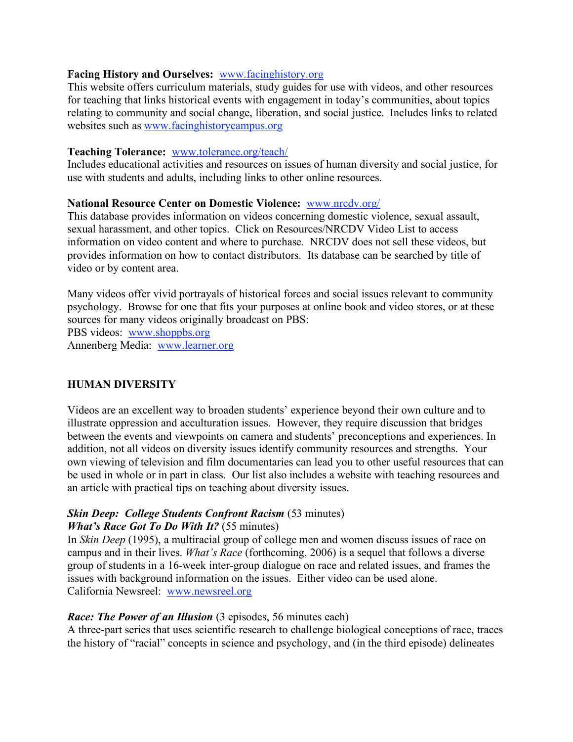**Facing History and Ourselves:** [www.facinghistory.org](www.facinghistory.org)
This website offers curriculum materials, study guides for use with videos, and other resources for teaching that links historical events with engagement in today's communities, about topics relating to community and social change, liberation, and social justice. Includes links to related websites such as [www.facinghistorycampus.org](www.facinghistorycampus.org)

**Teaching Tolerance:** [www.tolerance.org/teach/](www.tolerance.org/teach/)
Includes educational activities and resources on issues of human diversity and social justice, for use with students and adults, including links to other online resources.

**National Resource Center on Domestic Violence:** [www.nrcdv.org/](www.nrcdv.org/)
This database provides information on videos concerning domestic violence, sexual assault, sexual harassment, and other topics. Click on Resources/NRCDV Video List to access information on video content and where to purchase. NRCDV does not sell these videos, but provides information on how to contact distributors. Its database can be searched by title of video or by content area.

Many videos offer vivid portrayals of historical forces and social issues relevant to community psychology. Browse for one that fits your purposes at online book and video stores, or at these sources for many videos originally broadcast on PBS:
PBS videos: [www.shoppbs.org](www.shoppbs.org)
Annenberg Media: [www.learner.org](www.learner.org)

## HUMAN DIVERSITY

Videos are an excellent way to broaden students' experience beyond their own culture and to illustrate oppression and acculturation issues. However, they require discussion that bridges between the events and viewpoints on camera and students' preconceptions and experiences. In addition, not all videos on diversity issues identify community resources and strengths. Your own viewing of television and film documentaries can lead you to other useful resources that can be used in whole or in part in class. Our list also includes a website with teaching resources and an article with practical tips on teaching about diversity issues.

***Skin Deep: College Students Confront Racism*** (53 minutes)
***What's Race Got To Do With It?*** (55 minutes)
In *Skin Deep* (1995), a multiracial group of college men and women discuss issues of race on campus and in their lives. *What's Race* (forthcoming, 2006) is a sequel that follows a diverse group of students in a 16-week inter-group dialogue on race and related issues, and frames the issues with background information on the issues. Either video can be used alone.
California Newsreel: [www.newsreel.org](www.newsreel.org)

***Race: The Power of an Illusion*** (3 episodes, 56 minutes each)
A three-part series that uses scientific research to challenge biological conceptions of race, traces the history of "racial" concepts in science and psychology, and (in the third episode) delineates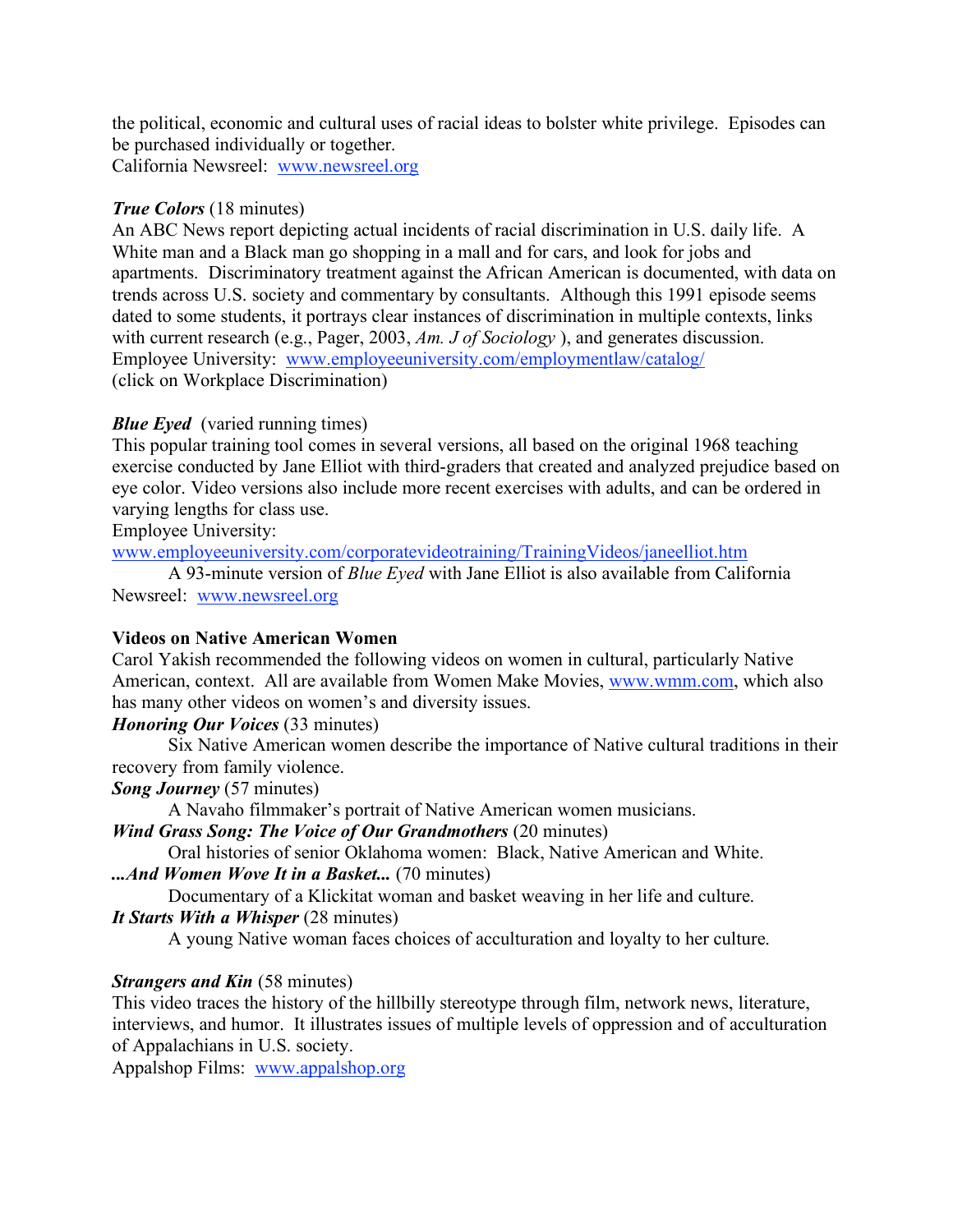the political, economic and cultural uses of racial ideas to bolster white privilege. Episodes can be purchased individually or together.
California Newsreel: www.newsreel.org

***True Colors*** (18 minutes)
An ABC News report depicting actual incidents of racial discrimination in U.S. daily life. A White man and a Black man go shopping in a mall and for cars, and look for jobs and apartments. Discriminatory treatment against the African American is documented, with data on trends across U.S. society and commentary by consultants. Although this 1991 episode seems dated to some students, it portrays clear instances of discrimination in multiple contexts, links with current research (e.g., Pager, 2003, *Am. J of Sociology* ), and generates discussion.
Employee University: www.employeeuniversity.com/employmentlaw/catalog/
(click on Workplace Discrimination)

***Blue Eyed*** (varied running times)
This popular training tool comes in several versions, all based on the original 1968 teaching exercise conducted by Jane Elliot with third-graders that created and analyzed prejudice based on eye color. Video versions also include more recent exercises with adults, and can be ordered in varying lengths for class use.
Employee University:
www.employeeuniversity.com/corporatevideotraining/TrainingVideos/janeelliot.htm

A 93-minute version of *Blue Eyed* with Jane Elliot is also available from California Newsreel: www.newsreel.org

**Videos on Native American Women**
Carol Yakish recommended the following videos on women in cultural, particularly Native American, context. All are available from Women Make Movies, www.wmm.com, which also has many other videos on women's and diversity issues.

***Honoring Our Voices*** (33 minutes)

Six Native American women describe the importance of Native cultural traditions in their recovery from family violence.

***Song Journey*** (57 minutes)

A Navaho filmmaker's portrait of Native American women musicians.

***Wind Grass Song: The Voice of Our Grandmothers*** (20 minutes)

Oral histories of senior Oklahoma women: Black, Native American and White.

***...And Women Wove It in a Basket...*** (70 minutes)

Documentary of a Klickitat woman and basket weaving in her life and culture.

***It Starts With a Whisper*** (28 minutes)

A young Native woman faces choices of acculturation and loyalty to her culture.

***Strangers and Kin*** (58 minutes)
This video traces the history of the hillbilly stereotype through film, network news, literature, interviews, and humor. It illustrates issues of multiple levels of oppression and of acculturation of Appalachians in U.S. society.
Appalshop Films: www.appalshop.org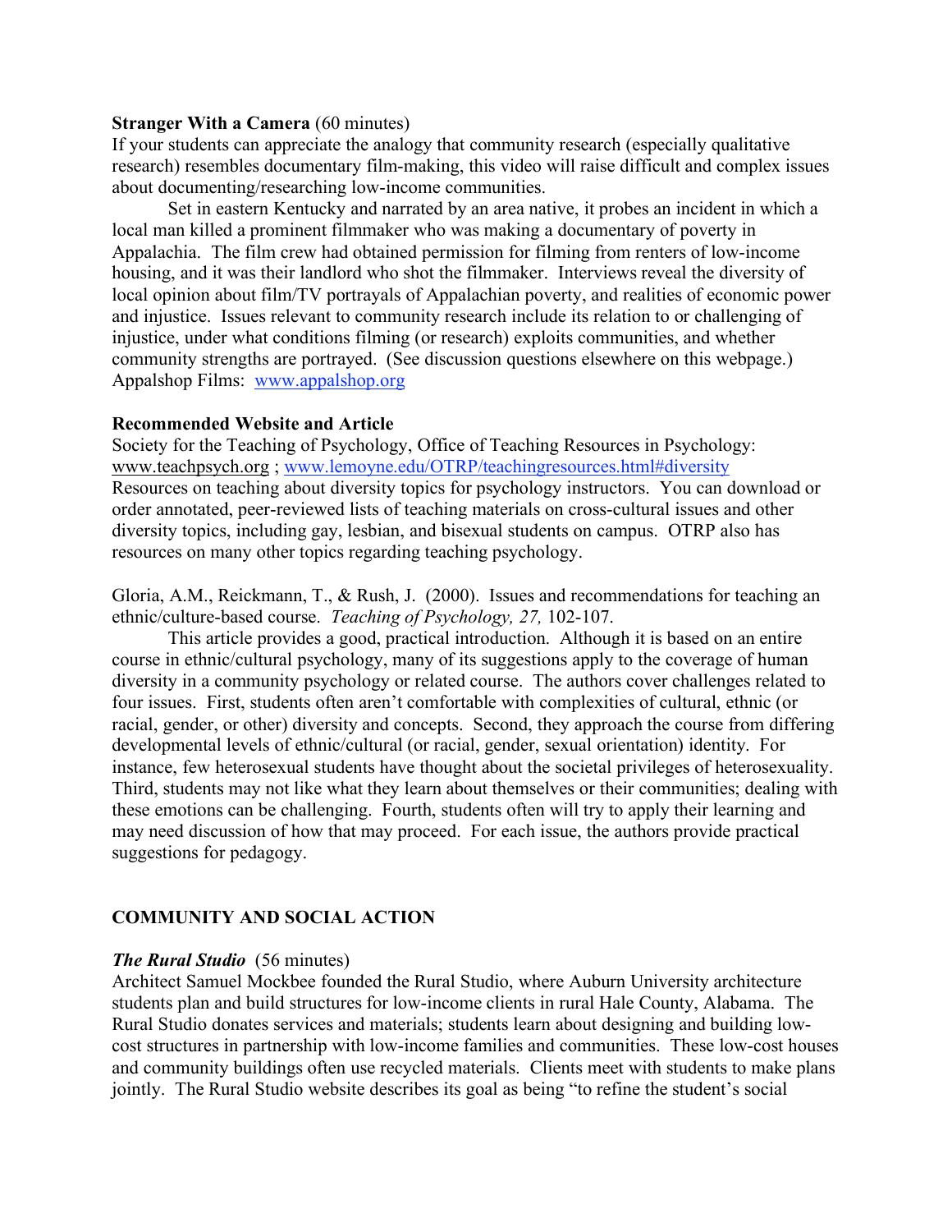**Stranger With a Camera** (60 minutes)
If your students can appreciate the analogy that community research (especially qualitative research) resembles documentary film-making, this video will raise difficult and complex issues about documenting/researching low-income communities.

Set in eastern Kentucky and narrated by an area native, it probes an incident in which a local man killed a prominent filmmaker who was making a documentary of poverty in Appalachia. The film crew had obtained permission for filming from renters of low-income housing, and it was their landlord who shot the filmmaker. Interviews reveal the diversity of local opinion about film/TV portrayals of Appalachian poverty, and realities of economic power and injustice. Issues relevant to community research include its relation to or challenging of injustice, under what conditions filming (or research) exploits communities, and whether community strengths are portrayed. (See discussion questions elsewhere on this webpage.) Appalshop Films: www.appalshop.org

**Recommended Website and Article**
Society for the Teaching of Psychology, Office of Teaching Resources in Psychology: www.teachpsych.org ; www.lemoyne.edu/OTRP/teachingresources.html#diversity
Resources on teaching about diversity topics for psychology instructors. You can download or order annotated, peer-reviewed lists of teaching materials on cross-cultural issues and other diversity topics, including gay, lesbian, and bisexual students on campus. OTRP also has resources on many other topics regarding teaching psychology.

Gloria, A.M., Reickmann, T., & Rush, J. (2000). Issues and recommendations for teaching an ethnic/culture-based course. *Teaching of Psychology, 27,* 102-107.

This article provides a good, practical introduction. Although it is based on an entire course in ethnic/cultural psychology, many of its suggestions apply to the coverage of human diversity in a community psychology or related course. The authors cover challenges related to four issues. First, students often aren't comfortable with complexities of cultural, ethnic (or racial, gender, or other) diversity and concepts. Second, they approach the course from differing developmental levels of ethnic/cultural (or racial, gender, sexual orientation) identity. For instance, few heterosexual students have thought about the societal privileges of heterosexuality. Third, students may not like what they learn about themselves or their communities; dealing with these emotions can be challenging. Fourth, students often will try to apply their learning and may need discussion of how that may proceed. For each issue, the authors provide practical suggestions for pedagogy.

## COMMUNITY AND SOCIAL ACTION

***The Rural Studio*** (56 minutes)
Architect Samuel Mockbee founded the Rural Studio, where Auburn University architecture students plan and build structures for low-income clients in rural Hale County, Alabama. The Rural Studio donates services and materials; students learn about designing and building low-cost structures in partnership with low-income families and communities. These low-cost houses and community buildings often use recycled materials. Clients meet with students to make plans jointly. The Rural Studio website describes its goal as being "to refine the student's social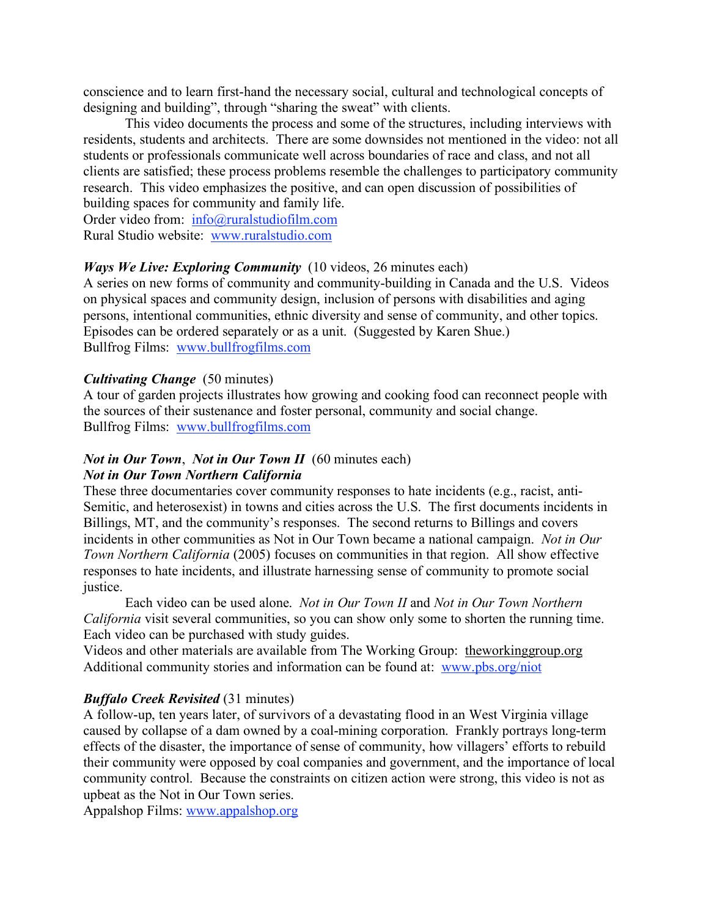conscience and to learn first-hand the necessary social, cultural and technological concepts of designing and building", through "sharing the sweat" with clients.

This video documents the process and some of the structures, including interviews with residents, students and architects. There are some downsides not mentioned in the video: not all students or professionals communicate well across boundaries of race and class, and not all clients are satisfied; these process problems resemble the challenges to participatory community research. This video emphasizes the positive, and can open discussion of possibilities of building spaces for community and family life.
Order video from: info@ruralstudiofilm.com
Rural Studio website: www.ruralstudio.com

***Ways We Live: Exploring Community*** (10 videos, 26 minutes each)
A series on new forms of community and community-building in Canada and the U.S. Videos on physical spaces and community design, inclusion of persons with disabilities and aging persons, intentional communities, ethnic diversity and sense of community, and other topics. Episodes can be ordered separately or as a unit. (Suggested by Karen Shue.)
Bullfrog Films: www.bullfrogfilms.com

***Cultivating Change*** (50 minutes)
A tour of garden projects illustrates how growing and cooking food can reconnect people with the sources of their sustenance and foster personal, community and social change.
Bullfrog Films: www.bullfrogfilms.com

***Not in Our Town***, ***Not in Our Town II*** (60 minutes each)
***Not in Our Town Northern California***
These three documentaries cover community responses to hate incidents (e.g., racist, anti-Semitic, and heterosexist) in towns and cities across the U.S. The first documents incidents in Billings, MT, and the community's responses. The second returns to Billings and covers incidents in other communities as Not in Our Town became a national campaign. *Not in Our Town Northern California* (2005) focuses on communities in that region. All show effective responses to hate incidents, and illustrate harnessing sense of community to promote social justice.

Each video can be used alone. *Not in Our Town II* and *Not in Our Town Northern California* visit several communities, so you can show only some to shorten the running time. Each video can be purchased with study guides.
Videos and other materials are available from The Working Group: theworkinggroup.org
Additional community stories and information can be found at: www.pbs.org/niot

***Buffalo Creek Revisited*** (31 minutes)
A follow-up, ten years later, of survivors of a devastating flood in an West Virginia village caused by collapse of a dam owned by a coal-mining corporation. Frankly portrays long-term effects of the disaster, the importance of sense of community, how villagers' efforts to rebuild their community were opposed by coal companies and government, and the importance of local community control. Because the constraints on citizen action were strong, this video is not as upbeat as the Not in Our Town series.
Appalshop Films: www.appalshop.org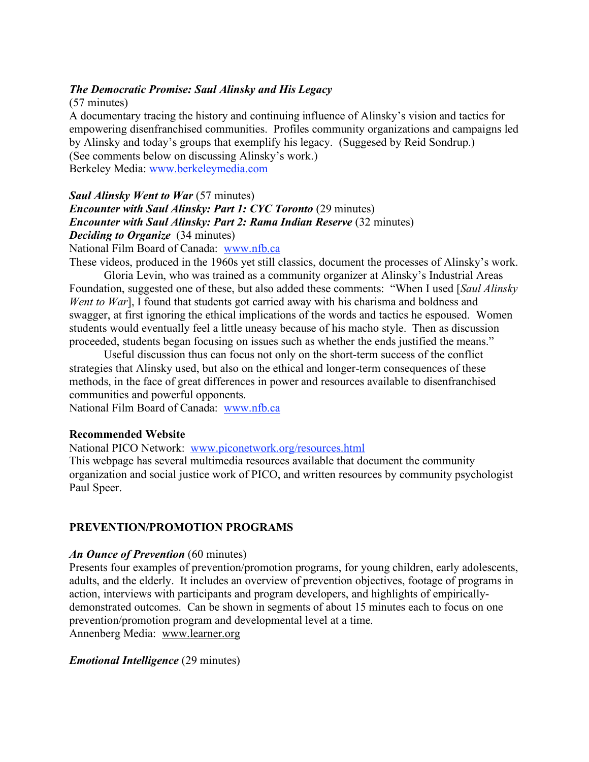***The Democratic Promise: Saul Alinsky and His Legacy***
(57 minutes)
A documentary tracing the history and continuing influence of Alinsky's vision and tactics for empowering disenfranchised communities. Profiles community organizations and campaigns led by Alinsky and today's groups that exemplify his legacy. (Suggesed by Reid Sondrup.)
(See comments below on discussing Alinsky's work.)
Berkeley Media: www.berkeleymedia.com

***Saul Alinsky Went to War*** (57 minutes)
***Encounter with Saul Alinsky: Part 1: CYC Toronto*** (29 minutes)
***Encounter with Saul Alinsky: Part 2: Rama Indian Reserve*** (32 minutes)
***Deciding to Organize*** (34 minutes)
National Film Board of Canada: www.nfb.ca
These videos, produced in the 1960s yet still classics, document the processes of Alinsky's work.

Gloria Levin, who was trained as a community organizer at Alinsky's Industrial Areas Foundation, suggested one of these, but also added these comments: "When I used [*Saul Alinsky Went to War*], I found that students got carried away with his charisma and boldness and swagger, at first ignoring the ethical implications of the words and tactics he espoused. Women students would eventually feel a little uneasy because of his macho style. Then as discussion proceeded, students began focusing on issues such as whether the ends justified the means."

Useful discussion thus can focus not only on the short-term success of the conflict strategies that Alinsky used, but also on the ethical and longer-term consequences of these methods, in the face of great differences in power and resources available to disenfranchised communities and powerful opponents.
National Film Board of Canada: www.nfb.ca

**Recommended Website**
National PICO Network: www.piconetwork.org/resources.html
This webpage has several multimedia resources available that document the community organization and social justice work of PICO, and written resources by community psychologist Paul Speer.

## PREVENTION/PROMOTION PROGRAMS

***An Ounce of Prevention*** (60 minutes)
Presents four examples of prevention/promotion programs, for young children, early adolescents, adults, and the elderly. It includes an overview of prevention objectives, footage of programs in action, interviews with participants and program developers, and highlights of empirically-demonstrated outcomes. Can be shown in segments of about 15 minutes each to focus on one prevention/promotion program and developmental level at a time.
Annenberg Media: www.learner.org

***Emotional Intelligence*** (29 minutes)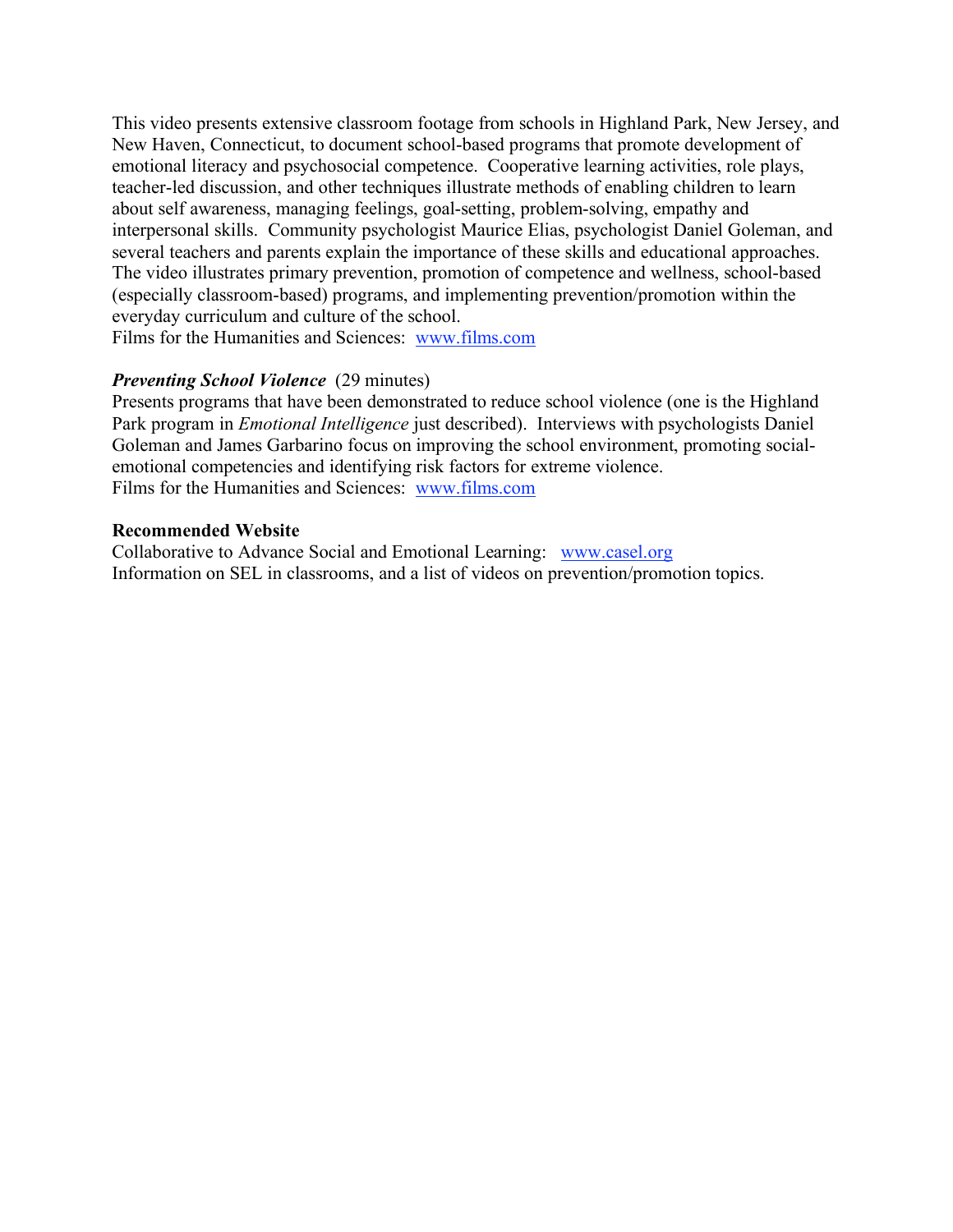This video presents extensive classroom footage from schools in Highland Park, New Jersey, and New Haven, Connecticut, to document school-based programs that promote development of emotional literacy and psychosocial competence. Cooperative learning activities, role plays, teacher-led discussion, and other techniques illustrate methods of enabling children to learn about self awareness, managing feelings, goal-setting, problem-solving, empathy and interpersonal skills. Community psychologist Maurice Elias, psychologist Daniel Goleman, and several teachers and parents explain the importance of these skills and educational approaches. The video illustrates primary prevention, promotion of competence and wellness, school-based (especially classroom-based) programs, and implementing prevention/promotion within the everyday curriculum and culture of the school.
Films for the Humanities and Sciences: [www.films.com](http://www.films.com)

***Preventing School Violence*** (29 minutes)
Presents programs that have been demonstrated to reduce school violence (one is the Highland Park program in *Emotional Intelligence* just described). Interviews with psychologists Daniel Goleman and James Garbarino focus on improving the school environment, promoting social-emotional competencies and identifying risk factors for extreme violence.
Films for the Humanities and Sciences: [www.films.com](http://www.films.com)

**Recommended Website**
Collaborative to Advance Social and Emotional Learning: [www.casel.org](http://www.casel.org)
Information on SEL in classrooms, and a list of videos on prevention/promotion topics.